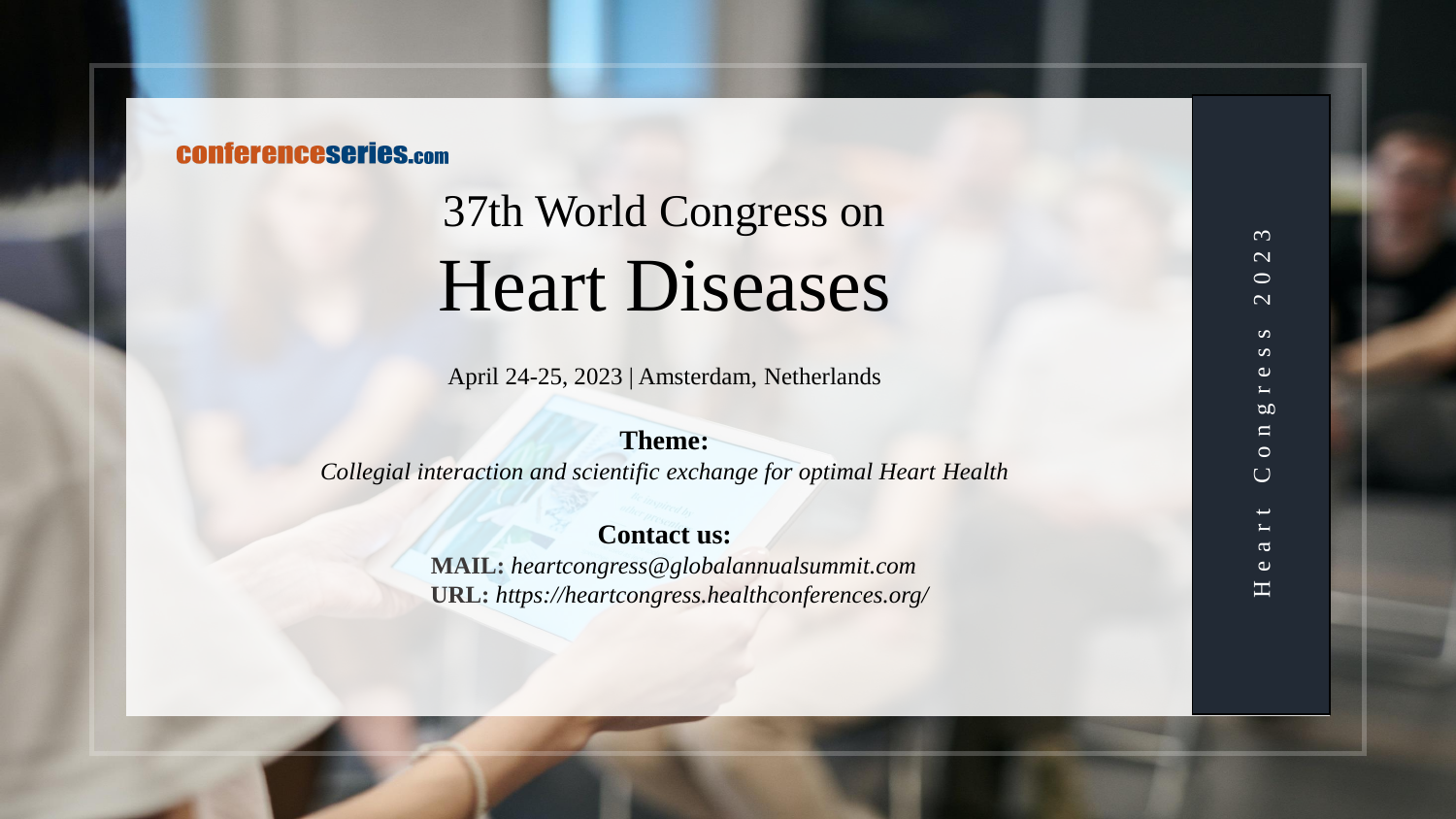conferenceseries.com

# 37th World Congress on Heart Diseases

April 24-25, 2023 | Amsterdam, Netherlands

**Theme:**

*Collegial interaction and scientific exchange for optimal Heart Health*

**Contact us:**

**MAIL:** *heartcongress@globalannualsummit.com*

**URL:** *https://heartcongress.healthconferences.org/*

Heart Congress 2023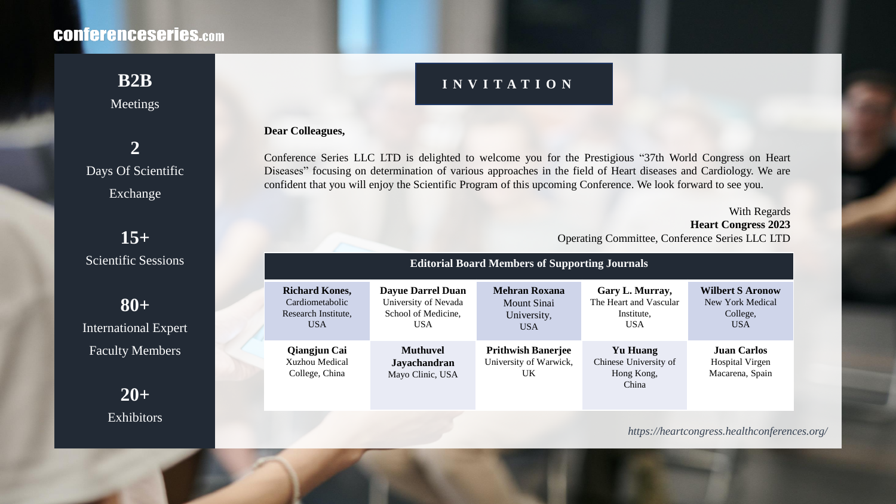conferenceseries.com

**B2B**
Meetings

**2**
Days Of Scientific Exchange

**15+**
Scientific Sessions

**80+**
International Expert Faculty Members

**20+**
Exhibitors

## INVITATION

**Dear Colleagues,**

Conference Series LLC LTD is delighted to welcome you for the Prestigious "37th World Congress on Heart Diseases" focusing on determination of various approaches in the field of Heart diseases and Cardiology. We are confident that you will enjoy the Scientific Program of this upcoming Conference. We look forward to see you.

With Regards
**Heart Congress 2023**
Operating Committee, Conference Series LLC LTD

**Editorial Board Members of Supporting Journals**

| | | | | |
|---|---|---|---|---|
| **Richard Kones,** Cardiometabolic Research Institute, USA | **Dayue Darrel Duan** University of Nevada School of Medicine, USA | **Mehran Roxana** Mount Sinai University, USA | **Gary L. Murray,** The Heart and Vascular Institute, USA | **Wilbert S Aronow** New York Medical College, USA |
| **Qiangjun Cai** Xuzhou Medical College, China | **Muthuvel Jayachandran** Mayo Clinic, USA | **Prithwish Banerjee** University of Warwick, UK | **Yu Huang** Chinese University of Hong Kong, China | **Juan Carlos** Hospital Virgen Macarena, Spain |

*https://heartcongress.healthconferences.org/*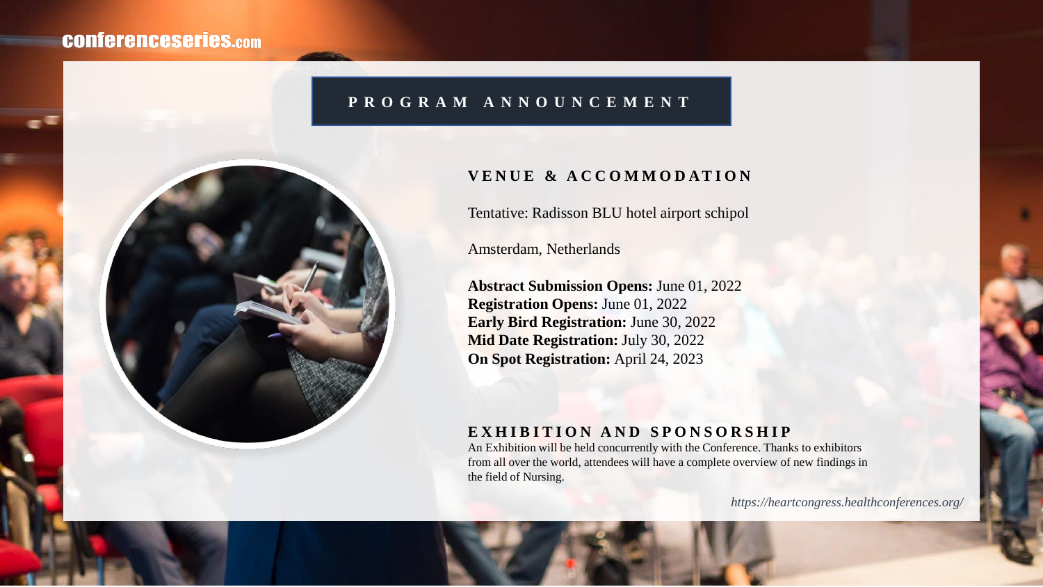conferenceseries.com

# PROGRAM ANNOUNCEMENT

## VENUE & ACCOMMODATION

Tentative: Radisson BLU hotel airport schipol

Amsterdam, Netherlands

**Abstract Submission Opens:** June 01, 2022
**Registration Opens:** June 01, 2022
**Early Bird Registration:** June 30, 2022
**Mid Date Registration:** July 30, 2022
**On Spot Registration:** April 24, 2023

## EXHIBITION AND SPONSORSHIP

An Exhibition will be held concurrently with the Conference. Thanks to exhibitors from all over the world, attendees will have a complete overview of new findings in the field of Nursing.

*https://heartcongress.healthconferences.org/*